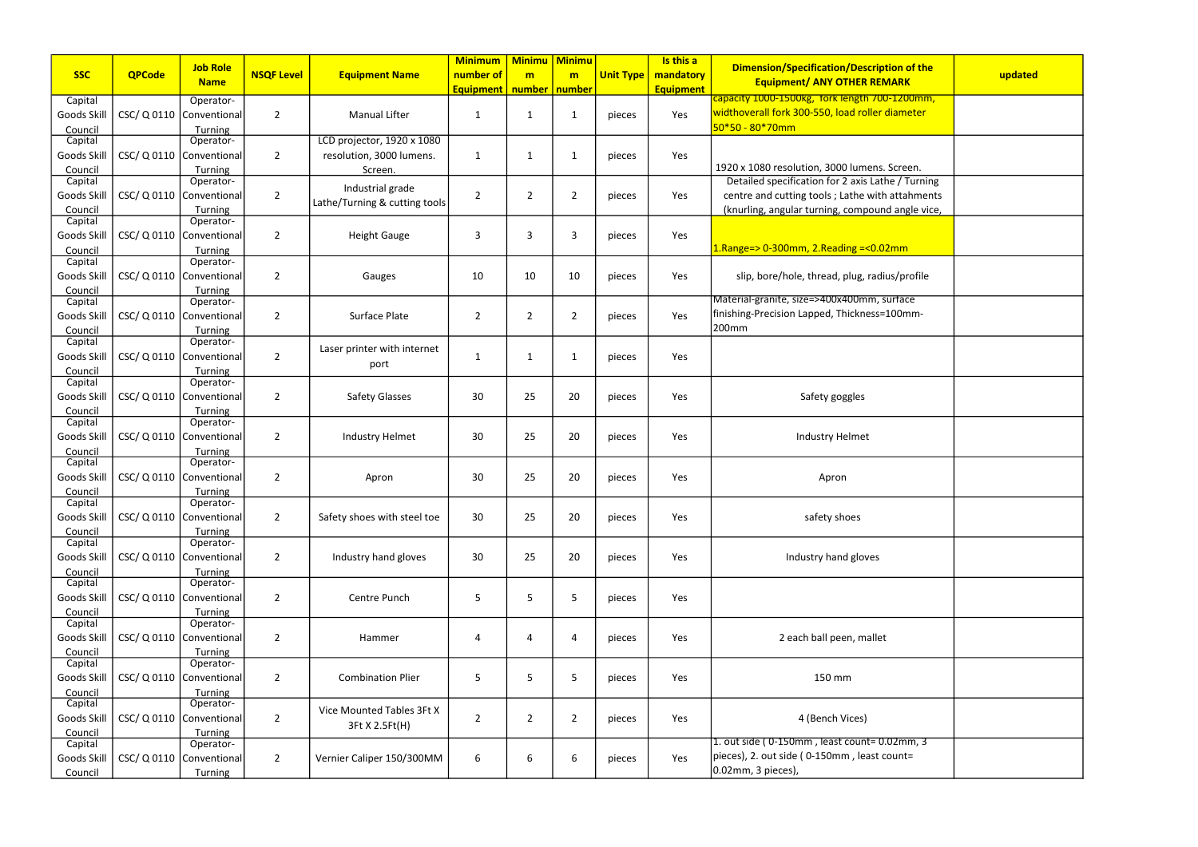| SSC | QPCode | Job Role Name | NSQF Level | Equipment Name | Minimum number of Equipment | Minimum number | Minimum number | Unit Type | Is this a mandatory Equipment | Dimension/Specification/Description of the Equipment/ ANY OTHER REMARK | updated |
|---|---|---|---|---|---|---|---|---|---|---|---|
| Capital Goods Skill Council | CSC/ Q 0110 | Operator-Conventional Turning | 2 | Manual Lifter | 1 | 1 | 1 | pieces | Yes | capacity 1000-1500kg, fork length 700-1200mm, widthoverall fork 300-550, load roller diameter 50*50 - 80*70mm | |
| Capital Goods Skill Council | CSC/ Q 0110 | Operator-Conventional Turning | 2 | LCD projector, 1920 x 1080 resolution, 3000 lumens. Screen. | 1 | 1 | 1 | pieces | Yes | 1920 x 1080 resolution, 3000 lumens. Screen. | |
| Capital Goods Skill Council | CSC/ Q 0110 | Operator-Conventional Turning | 2 | Industrial grade Lathe/Turning & cutting tools | 2 | 2 | 2 | pieces | Yes | Detailed specification for 2 axis Lathe / Turning centre and cutting tools ; Lathe with attahments (knurling, angular turning, compound angle vice, | |
| Capital Goods Skill Council | CSC/ Q 0110 | Operator-Conventional Turning | 2 | Height Gauge | 3 | 3 | 3 | pieces | Yes | 1.Range=> 0-300mm, 2.Reading =<0.02mm | |
| Capital Goods Skill Council | CSC/ Q 0110 | Operator-Conventional Turning | 2 | Gauges | 10 | 10 | 10 | pieces | Yes | slip, bore/hole, thread, plug, radius/profile | |
| Capital Goods Skill Council | CSC/ Q 0110 | Operator-Conventional Turning | 2 | Surface Plate | 2 | 2 | 2 | pieces | Yes | Material-granite, size=>400x400mm, surface finishing-Precision Lapped, Thickness=100mm-200mm | |
| Capital Goods Skill Council | CSC/ Q 0110 | Operator-Conventional Turning | 2 | Laser printer with internet port | 1 | 1 | 1 | pieces | Yes | | |
| Capital Goods Skill Council | CSC/ Q 0110 | Operator-Conventional Turning | 2 | Safety Glasses | 30 | 25 | 20 | pieces | Yes | Safety goggles | |
| Capital Goods Skill Council | CSC/ Q 0110 | Operator-Conventional Turning | 2 | Industry Helmet | 30 | 25 | 20 | pieces | Yes | Industry Helmet | |
| Capital Goods Skill Council | CSC/ Q 0110 | Operator-Conventional Turning | 2 | Apron | 30 | 25 | 20 | pieces | Yes | Apron | |
| Capital Goods Skill Council | CSC/ Q 0110 | Operator-Conventional Turning | 2 | Safety shoes with steel toe | 30 | 25 | 20 | pieces | Yes | safety shoes | |
| Capital Goods Skill Council | CSC/ Q 0110 | Operator-Conventional Turning | 2 | Industry hand gloves | 30 | 25 | 20 | pieces | Yes | Industry hand gloves | |
| Capital Goods Skill Council | CSC/ Q 0110 | Operator-Conventional Turning | 2 | Centre Punch | 5 | 5 | 5 | pieces | Yes | | |
| Capital Goods Skill Council | CSC/ Q 0110 | Operator-Conventional Turning | 2 | Hammer | 4 | 4 | 4 | pieces | Yes | 2 each ball peen, mallet | |
| Capital Goods Skill Council | CSC/ Q 0110 | Operator-Conventional Turning | 2 | Combination Plier | 5 | 5 | 5 | pieces | Yes | 150 mm | |
| Capital Goods Skill Council | CSC/ Q 0110 | Operator-Conventional Turning | 2 | Vice Mounted Tables 3Ft X 3Ft X 2.5Ft(H) | 2 | 2 | 2 | pieces | Yes | 4 (Bench Vices) | |
| Capital Goods Skill Council | CSC/ Q 0110 | Operator-Conventional Turning | 2 | Vernier Caliper 150/300MM | 6 | 6 | 6 | pieces | Yes | 1. out side ( 0-150mm , least count= 0.02mm, 3 pieces), 2. out side ( 0-150mm , least count= 0.02mm, 3 pieces), | |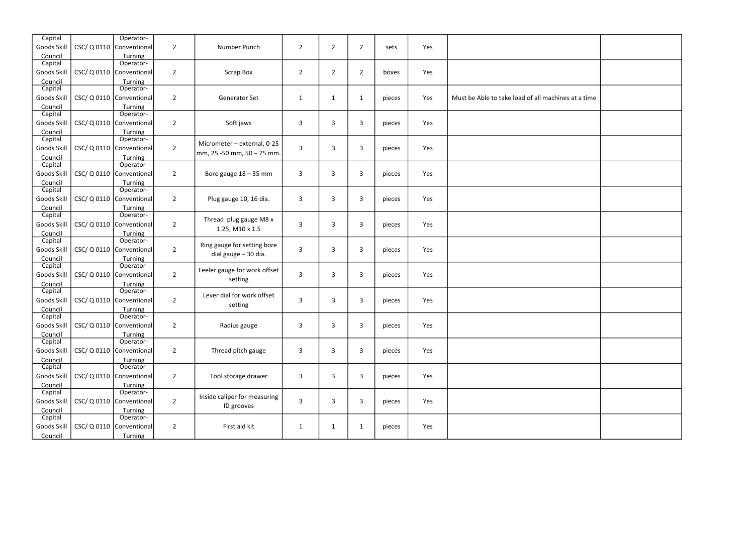| | | | | | | | | | | | |
|---|---|---|---|---|---|---|---|---|---|---|---|
| Capital Goods Skill Council | CSC/ Q 0110 | Operator-Conventional Turning | 2 | Number Punch | 2 | 2 | 2 | sets | Yes | | |
| Capital Goods Skill Council | CSC/ Q 0110 | Operator-Conventional Turning | 2 | Scrap Box | 2 | 2 | 2 | boxes | Yes | | |
| Capital Goods Skill Council | CSC/ Q 0110 | Operator-Conventional Turning | 2 | Generator Set | 1 | 1 | 1 | pieces | Yes | Must be Able to take load of all machines at a time | |
| Capital Goods Skill Council | CSC/ Q 0110 | Operator-Conventional Turning | 2 | Soft jaws | 3 | 3 | 3 | pieces | Yes | | |
| Capital Goods Skill Council | CSC/ Q 0110 | Operator-Conventional Turning | 2 | Micrometer – external, 0-25 mm, 25 -50 mm, 50 – 75 mm. | 3 | 3 | 3 | pieces | Yes | | |
| Capital Goods Skill Council | CSC/ Q 0110 | Operator-Conventional Turning | 2 | Bore gauge 18 – 35 mm | 3 | 3 | 3 | pieces | Yes | | |
| Capital Goods Skill Council | CSC/ Q 0110 | Operator-Conventional Turning | 2 | Plug gauge 10, 16 dia. | 3 | 3 | 3 | pieces | Yes | | |
| Capital Goods Skill Council | CSC/ Q 0110 | Operator-Conventional Turning | 2 | Thread plug gauge M8 x 1.25, M10 x 1.5 | 3 | 3 | 3 | pieces | Yes | | |
| Capital Goods Skill Council | CSC/ Q 0110 | Operator-Conventional Turning | 2 | Ring gauge for setting bore dial gauge – 30 dia. | 3 | 3 | 3 | pieces | Yes | | |
| Capital Goods Skill Council | CSC/ Q 0110 | Operator-Conventional Turning | 2 | Feeler gauge for work offset setting | 3 | 3 | 3 | pieces | Yes | | |
| Capital Goods Skill Council | CSC/ Q 0110 | Operator-Conventional Turning | 2 | Lever dial for work offset setting | 3 | 3 | 3 | pieces | Yes | | |
| Capital Goods Skill Council | CSC/ Q 0110 | Operator-Conventional Turning | 2 | Radius gauge | 3 | 3 | 3 | pieces | Yes | | |
| Capital Goods Skill Council | CSC/ Q 0110 | Operator-Conventional Turning | 2 | Thread pitch gauge | 3 | 3 | 3 | pieces | Yes | | |
| Capital Goods Skill Council | CSC/ Q 0110 | Operator-Conventional Turning | 2 | Tool storage drawer | 3 | 3 | 3 | pieces | Yes | | |
| Capital Goods Skill Council | CSC/ Q 0110 | Operator-Conventional Turning | 2 | Inside caliper for measuring ID grooves | 3 | 3 | 3 | pieces | Yes | | |
| Capital Goods Skill Council | CSC/ Q 0110 | Operator-Conventional Turning | 2 | First aid kit | 1 | 1 | 1 | pieces | Yes | | |